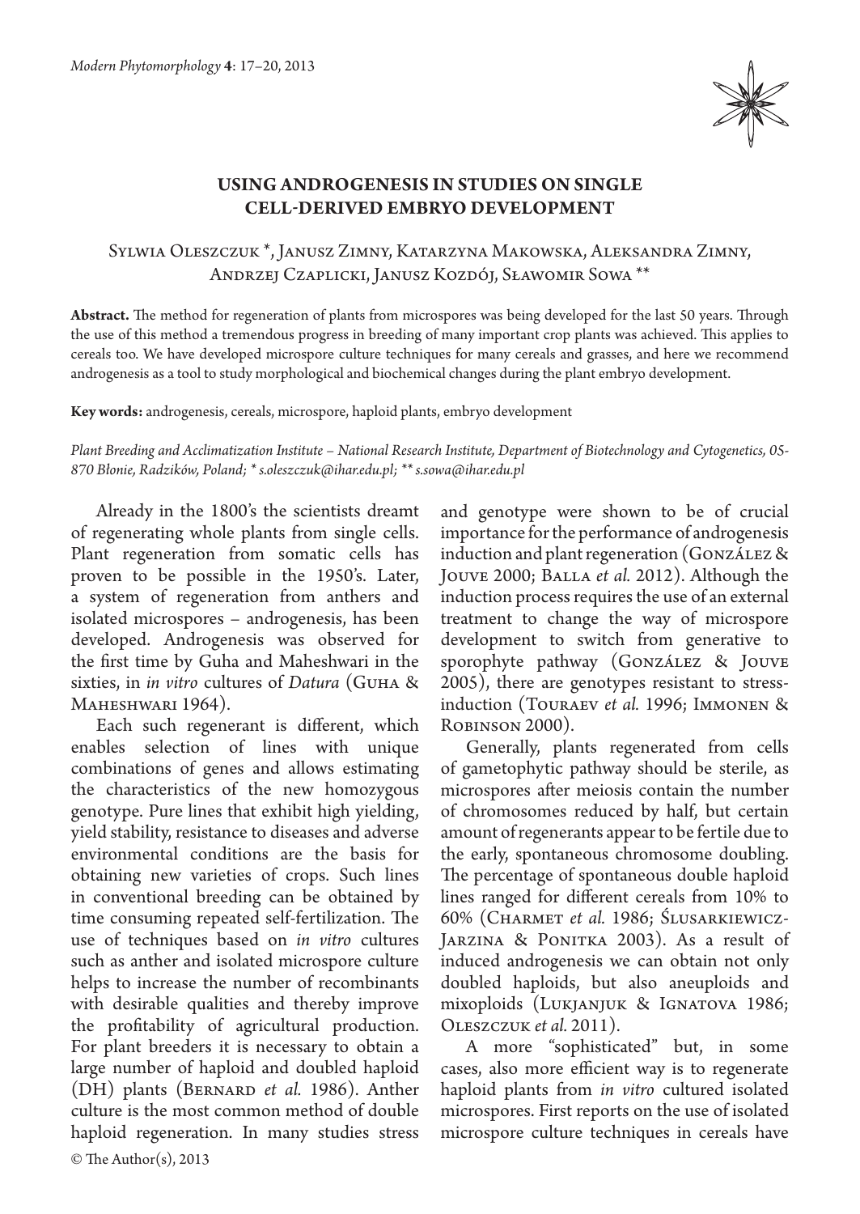# USING ANDROGENESIS IN STUDIES ON SINGLE CELL-DERIVED EMBRYO DEVELOPMENT

Sylwia Oleszczuk *, Janusz Zimny, Katarzyna Makowska, Aleksandra Zimny, Andrzej Czaplicki, Janusz Kozdój, Sławomir Sowa **

**Abstract.** The method for regeneration of plants from microspores was being developed for the last 50 years. Through the use of this method a tremendous progress in breeding of many important crop plants was achieved. This applies to cereals too. We have developed microspore culture techniques for many cereals and grasses, and here we recommend androgenesis as a tool to study morphological and biochemical changes during the plant embryo development.

**Key words:** androgenesis, cereals, microspore, haploid plants, embryo development

*Plant Breeding and Acclimatization Institute – National Research Institute, Department of Biotechnology and Cytogenetics, 05-870 Błonie, Radzików, Poland; * s.oleszczuk@ihar.edu.pl; ** s.sowa@ihar.edu.pl*

Already in the 1800's the scientists dreamt of regenerating whole plants from single cells. Plant regeneration from somatic cells has proven to be possible in the 1950's. Later, a system of regeneration from anthers and isolated microspores – androgenesis, has been developed. Androgenesis was observed for the first time by Guha and Maheshwari in the sixties, in *in vitro* cultures of *Datura* (Guha & Maheshwari 1964).

Each such regenerant is different, which enables selection of lines with unique combinations of genes and allows estimating the characteristics of the new homozygous genotype. Pure lines that exhibit high yielding, yield stability, resistance to diseases and adverse environmental conditions are the basis for obtaining new varieties of crops. Such lines in conventional breeding can be obtained by time consuming repeated self-fertilization. The use of techniques based on *in vitro* cultures such as anther and isolated microspore culture helps to increase the number of recombinants with desirable qualities and thereby improve the profitability of agricultural production. For plant breeders it is necessary to obtain a large number of haploid and doubled haploid (DH) plants (Bernard *et al.* 1986). Anther culture is the most common method of double haploid regeneration. In many studies stress and genotype were shown to be of crucial importance for the performance of androgenesis induction and plant regeneration (González & Jouve 2000; Balla *et al.* 2012). Although the induction process requires the use of an external treatment to change the way of microspore development to switch from generative to sporophyte pathway (González & Jouve 2005), there are genotypes resistant to stress-induction (Touraev *et al.* 1996; Immonen & Robinson 2000).

Generally, plants regenerated from cells of gametophytic pathway should be sterile, as microspores after meiosis contain the number of chromosomes reduced by half, but certain amount of regenerants appear to be fertile due to the early, spontaneous chromosome doubling. The percentage of spontaneous double haploid lines ranged for different cereals from 10% to 60% (Charmet *et al.* 1986; Ślusarkiewicz-Jarzina & Ponitka 2003). As a result of induced androgenesis we can obtain not only doubled haploids, but also aneuploids and mixoploids (Lukjanjuk & Ignatova 1986; Oleszczuk *et al.* 2011).

A more "sophisticated" but, in some cases, also more efficient way is to regenerate haploid plants from *in vitro* cultured isolated microspores. First reports on the use of isolated microspore culture techniques in cereals have

© The Author(s), 2013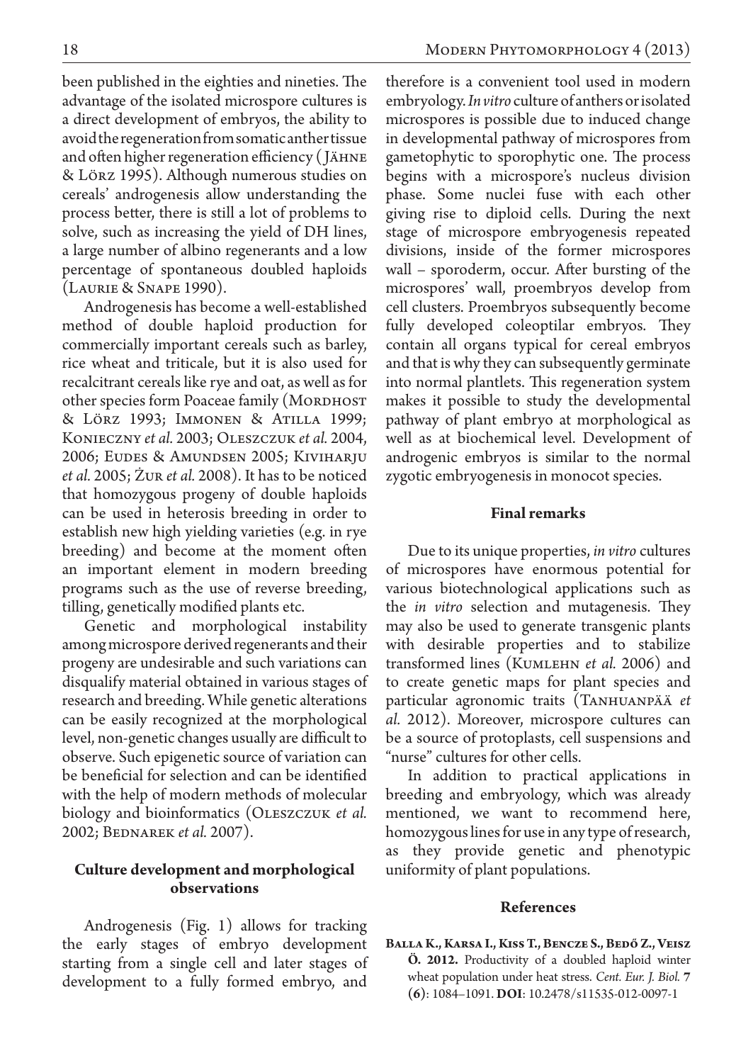been published in the eighties and nineties. The advantage of the isolated microspore cultures is a direct development of embryos, the ability to avoid the regeneration from somatic anther tissue and often higher regeneration efficiency (Jähne & Lörz 1995). Although numerous studies on cereals' androgenesis allow understanding the process better, there is still a lot of problems to solve, such as increasing the yield of DH lines, a large number of albino regenerants and a low percentage of spontaneous doubled haploids (Laurie & Snape 1990).

Androgenesis has become a well-established method of double haploid production for commercially important cereals such as barley, rice wheat and triticale, but it is also used for recalcitrant cereals like rye and oat, as well as for other species form Poaceae family (Mordhost & Lörz 1993; Immonen & Atilla 1999; Konieczny *et al.* 2003; Oleszczuk *et al.* 2004, 2006; Eudes & Amundsen 2005; Kiviharju *et al.* 2005; Żur *et al.* 2008). It has to be noticed that homozygous progeny of double haploids can be used in heterosis breeding in order to establish new high yielding varieties (e.g. in rye breeding) and become at the moment often an important element in modern breeding programs such as the use of reverse breeding, tilling, genetically modified plants etc.

Genetic and morphological instability among microspore derived regenerants and their progeny are undesirable and such variations can disqualify material obtained in various stages of research and breeding. While genetic alterations can be easily recognized at the morphological level, non-genetic changes usually are difficult to observe. Such epigenetic source of variation can be beneficial for selection and can be identified with the help of modern methods of molecular biology and bioinformatics (Oleszczuk *et al.* 2002; Bednarek *et al.* 2007).

## Culture development and morphological observations

Androgenesis (Fig. 1) allows for tracking the early stages of embryo development starting from a single cell and later stages of development to a fully formed embryo, and therefore is a convenient tool used in modern embryology. *In vitro* culture of anthers or isolated microspores is possible due to induced change in developmental pathway of microspores from gametophytic to sporophytic one. The process begins with a microspore's nucleus division phase. Some nuclei fuse with each other giving rise to diploid cells. During the next stage of microspore embryogenesis repeated divisions, inside of the former microspores wall – sporoderm, occur. After bursting of the microspores' wall, proembryos develop from cell clusters. Proembryos subsequently become fully developed coleoptilar embryos. They contain all organs typical for cereal embryos and that is why they can subsequently germinate into normal plantlets. This regeneration system makes it possible to study the developmental pathway of plant embryo at morphological as well as at biochemical level. Development of androgenic embryos is similar to the normal zygotic embryogenesis in monocot species.

## Final remarks

Due to its unique properties, *in vitro* cultures of microspores have enormous potential for various biotechnological applications such as the *in vitro* selection and mutagenesis. They may also be used to generate transgenic plants with desirable properties and to stabilize transformed lines (Kumlehn *et al.* 2006) and to create genetic maps for plant species and particular agronomic traits (Tanhuanpää *et al.* 2012). Moreover, microspore cultures can be a source of protoplasts, cell suspensions and "nurse" cultures for other cells.

In addition to practical applications in breeding and embryology, which was already mentioned, we want to recommend here, homozygous lines for use in any type of research, as they provide genetic and phenotypic uniformity of plant populations.

## References

**Balla K., Karsa I., Kiss T., Bencze S., Bedő Z., Veisz Ö. 2012.** Productivity of a doubled haploid winter wheat population under heat stress. *Cent. Eur. J. Biol.* **7** (**6**): 1084–1091. **DOI**: 10.2478/s11535-012-0097-1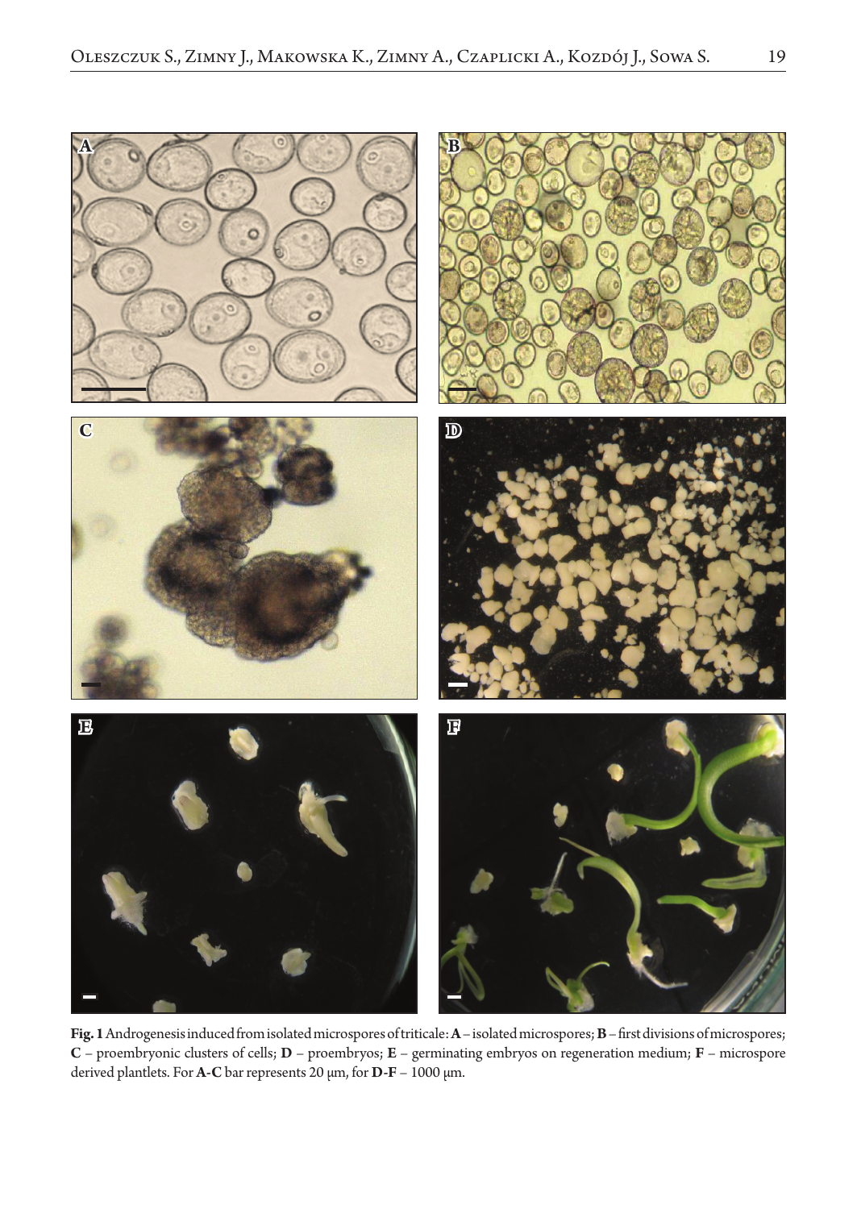**Fig. 1** Androgenesis induced from isolated microspores of triticale: **A** – isolated microspores; **B** – first divisions of microspores; **C** – proembryonic clusters of cells; **D** – proembryos; **E** – germinating embryos on regeneration medium; **F** – microspore derived plantlets. For **A-C** bar represents 20 μm, for **D-F** – 1000 μm.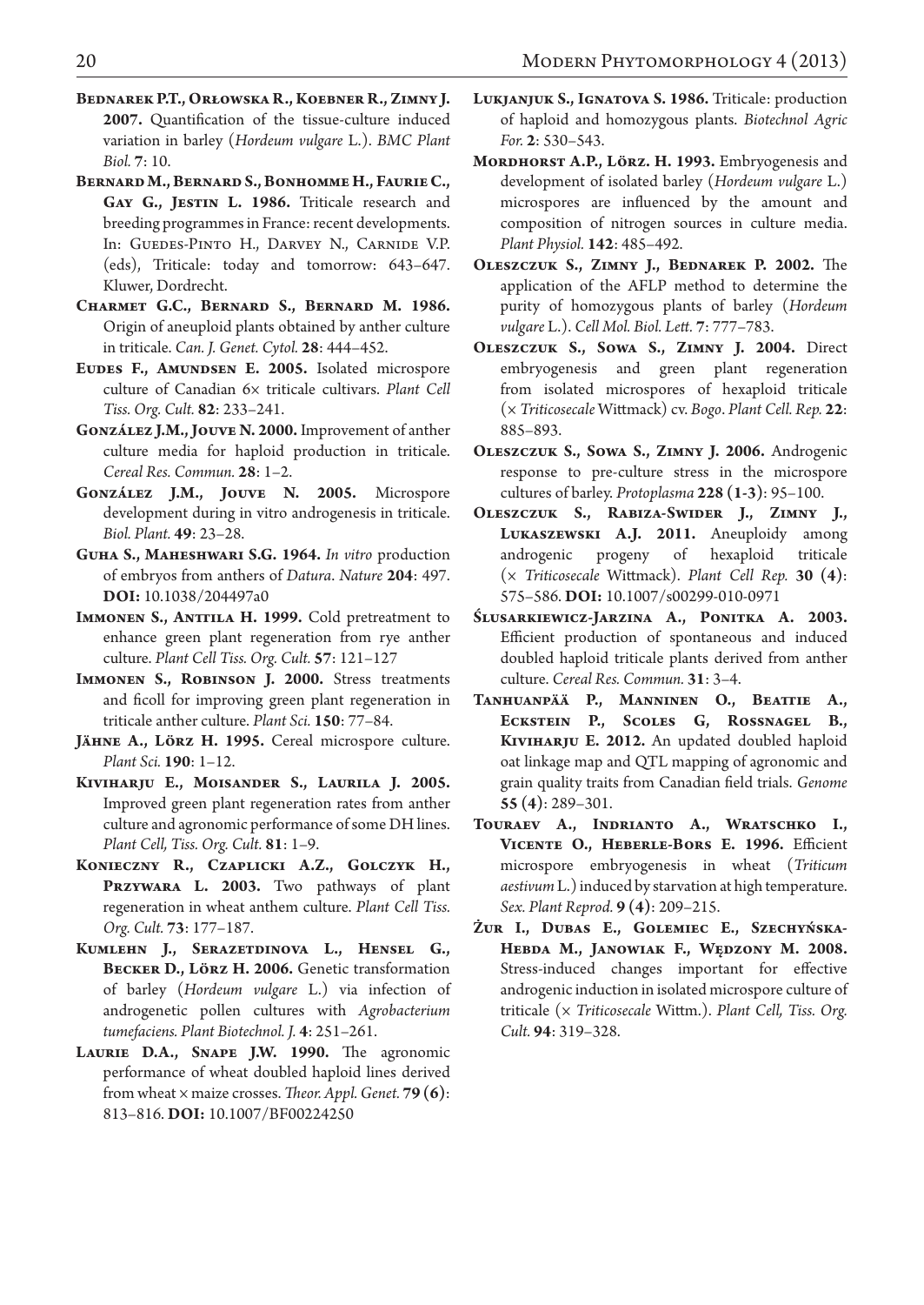**Bednarek P.T., Orłowska R., Koebner R., Zimny J. 2007.** Quantification of the tissue-culture induced variation in barley (*Hordeum vulgare* L.). *BMC Plant Biol.* **7**: 10.

**Bernard M., Bernard S., Bonhomme H., Faurie C., Gay G., Jestin L. 1986.** Triticale research and breeding programmes in France: recent developments. In: Guedes-Pinto H., Darvey N., Carnide V.P. (eds), Triticale: today and tomorrow: 643–647. Kluwer, Dordrecht.

**Charmet G.C., Bernard S., Bernard M. 1986.** Origin of aneuploid plants obtained by anther culture in triticale. *Can. J. Genet. Cytol.* **28**: 444–452.

**Eudes F., Amundsen E. 2005.** Isolated microspore culture of Canadian 6× triticale cultivars. *Plant Cell Tiss. Org. Cult.* **82**: 233–241.

**González J.M., Jouve N. 2000.** Improvement of anther culture media for haploid production in triticale. *Cereal Res. Commun.* **28**: 1–2.

**González J.M., Jouve N. 2005.** Microspore development during in vitro androgenesis in triticale. *Biol. Plant.* **49**: 23–28.

**Guha S., Maheshwari S.G. 1964.** *In vitro* production of embryos from anthers of *Datura*. *Nature* **204**: 497. **DOI:** 10.1038/204497a0

**Immonen S., Anttila H. 1999.** Cold pretreatment to enhance green plant regeneration from rye anther culture. *Plant Cell Tiss. Org. Cult.* **57**: 121–127

**Immonen S., Robinson J. 2000.** Stress treatments and ficoll for improving green plant regeneration in triticale anther culture. *Plant Sci.* **150**: 77–84.

**Jähne A., Lörz H. 1995.** Cereal microspore culture. *Plant Sci.* **190**: 1–12.

**Kiviharju E., Moisander S., Laurila J. 2005.** Improved green plant regeneration rates from anther culture and agronomic performance of some DH lines. *Plant Cell, Tiss. Org. Cult.* **81**: 1–9.

**Konieczny R., Czaplicki A.Z., Golczyk H., Przywara L. 2003.** Two pathways of plant regeneration in wheat anthem culture. *Plant Cell Tiss. Org. Cult.* **73**: 177–187.

**Kumlehn J., Serazetdinova L., Hensel G., Becker D., Lörz H. 2006.** Genetic transformation of barley (*Hordeum vulgare* L.) via infection of androgenetic pollen cultures with *Agrobacterium tumefaciens*. *Plant Biotechnol. J.* **4**: 251–261.

**Laurie D.A., Snape J.W. 1990.** The agronomic performance of wheat doubled haploid lines derived from wheat × maize crosses. *Theor. Appl. Genet.* **79 (6)**: 813–816. **DOI:** 10.1007/BF00224250

**Lukjanjuk S., Ignatova S. 1986.** Triticale: production of haploid and homozygous plants. *Biotechnol Agric For.* **2**: 530–543.

**Mordhorst A.P., Lörz. H. 1993.** Embryogenesis and development of isolated barley (*Hordeum vulgare* L.) microspores are influenced by the amount and composition of nitrogen sources in culture media. *Plant Physiol.* **142**: 485–492.

**Oleszczuk S., Zimny J., Bednarek P. 2002.** The application of the AFLP method to determine the purity of homozygous plants of barley (*Hordeum vulgare* L.). *Cell Mol. Biol. Lett.* **7**: 777–783.

**Oleszczuk S., Sowa S., Zimny J. 2004.** Direct embryogenesis and green plant regeneration from isolated microspores of hexaploid triticale (× *Triticosecale* Wittmack) cv. *Bogo*. *Plant Cell. Rep.* **22**: 885–893.

**Oleszczuk S., Sowa S., Zimny J. 2006.** Androgenic response to pre-culture stress in the microspore cultures of barley. *Protoplasma* **228 (1-3)**: 95–100.

**Oleszczuk S., Rabiza-Swider J., Zimny J., Lukaszewski A.J. 2011.** Aneuploidy among androgenic progeny of hexaploid triticale (× *Triticosecale* Wittmack). *Plant Cell Rep.* **30 (4)**: 575–586. **DOI:** 10.1007/s00299-010-0971

**Ślusarkiewicz-Jarzina A., Ponitka A. 2003.** Efficient production of spontaneous and induced doubled haploid triticale plants derived from anther culture. *Cereal Res. Commun.* **31**: 3–4.

**Tanhuanpää P., Manninen O., Beattie A., Eckstein P., Scoles G, Rossnagel B., Kiviharju E. 2012.** An updated doubled haploid oat linkage map and QTL mapping of agronomic and grain quality traits from Canadian field trials. *Genome* **55 (4)**: 289–301.

**Touraev A., Indrianto A., Wratschko I., Vicente O., Heberle-Bors E. 1996.** Efficient microspore embryogenesis in wheat (*Triticum aestivum* L.) induced by starvation at high temperature. *Sex. Plant Reprod.* **9 (4)**: 209–215.

**Żur I., Dubas E., Golemiec E., Szechyńska-Hebda M., Janowiak F., Wędzony M. 2008.** Stress-induced changes important for effective androgenic induction in isolated microspore culture of triticale (× *Triticosecale* Wittm.). *Plant Cell, Tiss. Org. Cult.* **94**: 319–328.